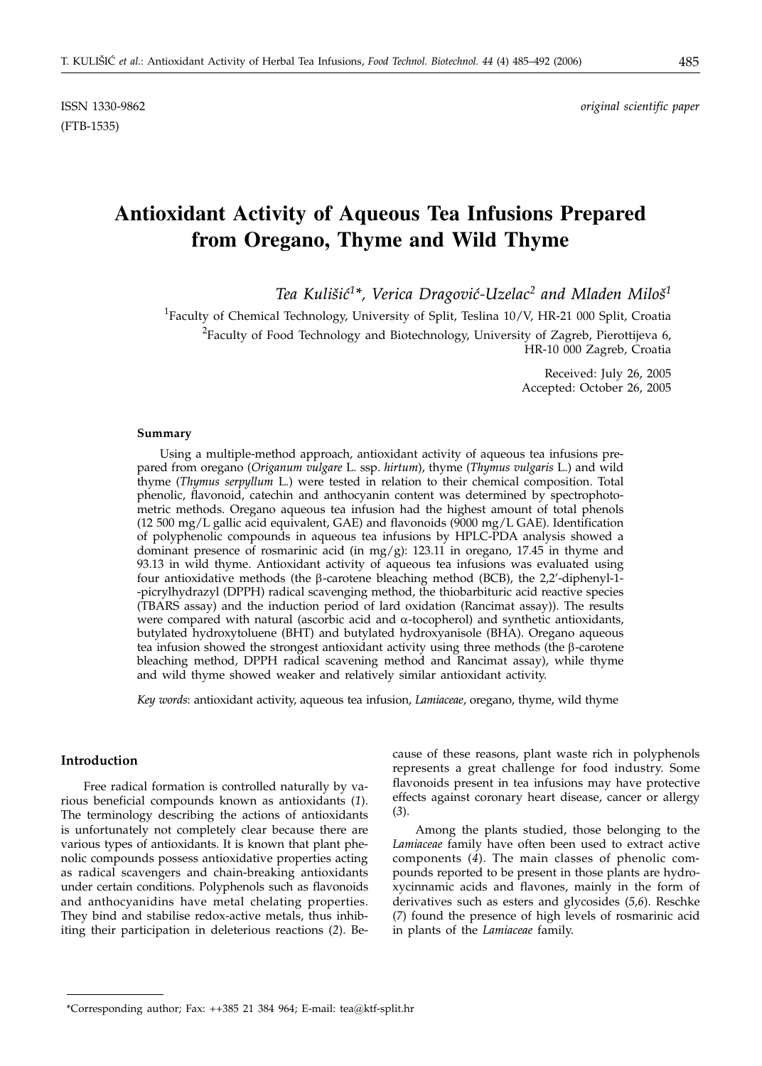ISSN 1330-9862 *original scientific paper*

(FTB-1535)

# Antioxidant Activity of Aqueous Tea Infusions Prepared from Oregano, Thyme and Wild Thyme

*Tea Kulišić[1]\*, Verica Dragović-Uzelac[2] and Mladen Miloš[1]*

[1]Faculty of Chemical Technology, University of Split, Teslina 10/V, HR-21 000 Split, Croatia

[2]Faculty of Food Technology and Biotechnology, University of Zagreb, Pierottijeva 6, HR-10 000 Zagreb, Croatia

Received: July 26, 2005
Accepted: October 26, 2005

#### Summary

Using a multiple-method approach, antioxidant activity of aqueous tea infusions prepared from oregano (*Origanum vulgare* L. ssp. *hirtum*), thyme (*Thymus vulgaris* L.) and wild thyme (*Thymus serpyllum* L.) were tested in relation to their chemical composition. Total phenolic, flavonoid, catechin and anthocyanin content was determined by spectrophotometric methods. Oregano aqueous tea infusion had the highest amount of total phenols (12 500 mg/L gallic acid equivalent, GAE) and flavonoids (9000 mg/L GAE). Identification of polyphenolic compounds in aqueous tea infusions by HPLC-PDA analysis showed a dominant presence of rosmarinic acid (in mg/g): 123.11 in oregano, 17.45 in thyme and 93.13 in wild thyme. Antioxidant activity of aqueous tea infusions was evaluated using four antioxidative methods (the β-carotene bleaching method (BCB), the 2,2'-diphenyl-1-picrylhydrazyl (DPPH) radical scavenging method, the thiobarbituric acid reactive species (TBARS assay) and the induction period of lard oxidation (Rancimat assay)). The results were compared with natural (ascorbic acid and α-tocopherol) and synthetic antioxidants, butylated hydroxytoluene (BHT) and butylated hydroxyanisole (BHA). Oregano aqueous tea infusion showed the strongest antioxidant activity using three methods (the β-carotene bleaching method, DPPH radical scavening method and Rancimat assay), while thyme and wild thyme showed weaker and relatively similar antioxidant activity.

*Key words*: antioxidant activity, aqueous tea infusion, *Lamiaceae*, oregano, thyme, wild thyme

#### Introduction

Free radical formation is controlled naturally by various beneficial compounds known as antioxidants (*1*). The terminology describing the actions of antioxidants is unfortunately not completely clear because there are various types of antioxidants. It is known that plant phenolic compounds possess antioxidative properties acting as radical scavengers and chain-breaking antioxidants under certain conditions. Polyphenols such as flavonoids and anthocyanidins have metal chelating properties. They bind and stabilise redox-active metals, thus inhibiting their participation in deleterious reactions (*2*). Because of these reasons, plant waste rich in polyphenols represents a great challenge for food industry. Some flavonoids present in tea infusions may have protective effects against coronary heart disease, cancer or allergy (*3*).

Among the plants studied, those belonging to the *Lamiaceae* family have often been used to extract active components (*4*). The main classes of phenolic compounds reported to be present in those plants are hydroxycinnamic acids and flavones, mainly in the form of derivatives such as esters and glycosides (*5,6*). Reschke (*7*) found the presence of high levels of rosmarinic acid in plants of the *Lamiaceae* family.

\*Corresponding author; Fax: ++385 21 384 964; E-mail: tea@ktf-split.hr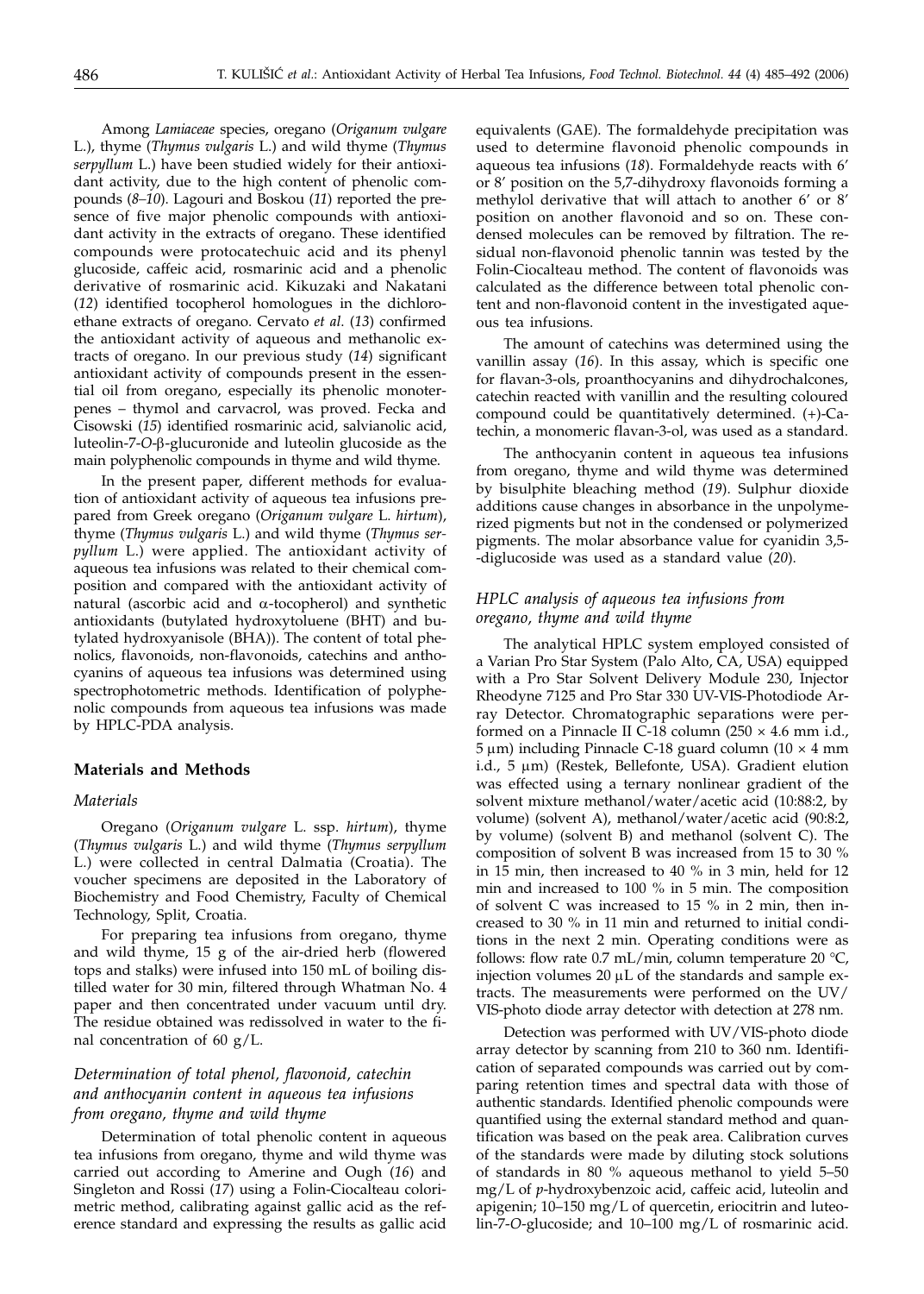Among *Lamiaceae* species, oregano (*Origanum vulgare* L.), thyme (*Thymus vulgaris* L.) and wild thyme (*Thymus serpyllum* L.) have been studied widely for their antioxidant activity, due to the high content of phenolic compounds (*8–10*). Lagouri and Boskou (*11*) reported the presence of five major phenolic compounds with antioxidant activity in the extracts of oregano. These identified compounds were protocatechuic acid and its phenyl glucoside, caffeic acid, rosmarinic acid and a phenolic derivative of rosmarinic acid. Kikuzaki and Nakatani (*12*) identified tocopherol homologues in the dichloroethane extracts of oregano. Cervato *et al.* (*13*) confirmed the antioxidant activity of aqueous and methanolic extracts of oregano. In our previous study (*14*) significant antioxidant activity of compounds present in the essential oil from oregano, especially its phenolic monoterpenes – thymol and carvacrol, was proved. Fecka and Cisowski (*15*) identified rosmarinic acid, salvianolic acid, luteolin-7-*O*-β-glucuronide and luteolin glucoside as the main polyphenolic compounds in thyme and wild thyme.

In the present paper, different methods for evaluation of antioxidant activity of aqueous tea infusions prepared from Greek oregano (*Origanum vulgare* L. *hirtum*), thyme (*Thymus vulgaris* L.) and wild thyme (*Thymus serpyllum* L.) were applied. The antioxidant activity of aqueous tea infusions was related to their chemical composition and compared with the antioxidant activity of natural (ascorbic acid and α-tocopherol) and synthetic antioxidants (butylated hydroxytoluene (BHT) and butylated hydroxyanisole (BHA)). The content of total phenolics, flavonoids, non-flavonoids, catechins and anthocyanins of aqueous tea infusions was determined using spectrophotometric methods. Identification of polyphenolic compounds from aqueous tea infusions was made by HPLC-PDA analysis.

## Materials and Methods

### *Materials*

Oregano (*Origanum vulgare* L. ssp. *hirtum*), thyme (*Thymus vulgaris* L.) and wild thyme (*Thymus serpyllum* L.) were collected in central Dalmatia (Croatia). The voucher specimens are deposited in the Laboratory of Biochemistry and Food Chemistry, Faculty of Chemical Technology, Split, Croatia.

For preparing tea infusions from oregano, thyme and wild thyme, 15 g of the air-dried herb (flowered tops and stalks) were infused into 150 mL of boiling distilled water for 30 min, filtered through Whatman No. 4 paper and then concentrated under vacuum until dry. The residue obtained was redissolved in water to the final concentration of 60 g/L.

### *Determination of total phenol, flavonoid, catechin and anthocyanin content in aqueous tea infusions from oregano, thyme and wild thyme*

Determination of total phenolic content in aqueous tea infusions from oregano, thyme and wild thyme was carried out according to Amerine and Ough (*16*) and Singleton and Rossi (*17*) using a Folin-Ciocalteau colorimetric method, calibrating against gallic acid as the reference standard and expressing the results as gallic acid equivalents (GAE). The formaldehyde precipitation was used to determine flavonoid phenolic compounds in aqueous tea infusions (*18*). Formaldehyde reacts with 6' or 8' position on the 5,7-dihydroxy flavonoids forming a methylol derivative that will attach to another 6' or 8' position on another flavonoid and so on. These condensed molecules can be removed by filtration. The residual non-flavonoid phenolic tannin was tested by the Folin-Ciocalteau method. The content of flavonoids was calculated as the difference between total phenolic content and non-flavonoid content in the investigated aqueous tea infusions.

The amount of catechins was determined using the vanillin assay (*16*). In this assay, which is specific one for flavan-3-ols, proanthocyanins and dihydrochalcones, catechin reacted with vanillin and the resulting coloured compound could be quantitatively determined. (+)-Catechin, a monomeric flavan-3-ol, was used as a standard.

The anthocyanin content in aqueous tea infusions from oregano, thyme and wild thyme was determined by bisulphite bleaching method (*19*). Sulphur dioxide additions cause changes in absorbance in the unpolymerized pigments but not in the condensed or polymerized pigments. The molar absorbance value for cyanidin 3,5-diglucoside was used as a standard value (*20*).

### *HPLC analysis of aqueous tea infusions from oregano, thyme and wild thyme*

The analytical HPLC system employed consisted of a Varian Pro Star System (Palo Alto, CA, USA) equipped with a Pro Star Solvent Delivery Module 230, Injector Rheodyne 7125 and Pro Star 330 UV-VIS-Photodiode Array Detector. Chromatographic separations were performed on a Pinnacle II C-18 column (250 × 4.6 mm i.d., 5 μm) including Pinnacle C-18 guard column (10 × 4 mm i.d., 5 μm) (Restek, Bellefonte, USA). Gradient elution was effected using a ternary nonlinear gradient of the solvent mixture methanol/water/acetic acid (10:88:2, by volume) (solvent A), methanol/water/acetic acid (90:8:2, by volume) (solvent B) and methanol (solvent C). The composition of solvent B was increased from 15 to 30 % in 15 min, then increased to 40 % in 3 min, held for 12 min and increased to 100 % in 5 min. The composition of solvent C was increased to 15 % in 2 min, then increased to 30 % in 11 min and returned to initial conditions in the next 2 min. Operating conditions were as follows: flow rate 0.7 mL/min, column temperature 20 °C, injection volumes 20 μL of the standards and sample extracts. The measurements were performed on the UV/VIS-photo diode array detector with detection at 278 nm.

Detection was performed with UV/VIS-photo diode array detector by scanning from 210 to 360 nm. Identification of separated compounds was carried out by comparing retention times and spectral data with those of authentic standards. Identified phenolic compounds were quantified using the external standard method and quantification was based on the peak area. Calibration curves of the standards were made by diluting stock solutions of standards in 80 % aqueous methanol to yield 5–50 mg/L of *p*-hydroxybenzoic acid, caffeic acid, luteolin and apigenin; 10–150 mg/L of quercetin, eriocitrin and luteolin-7-*O*-glucoside; and 10–100 mg/L of rosmarinic acid.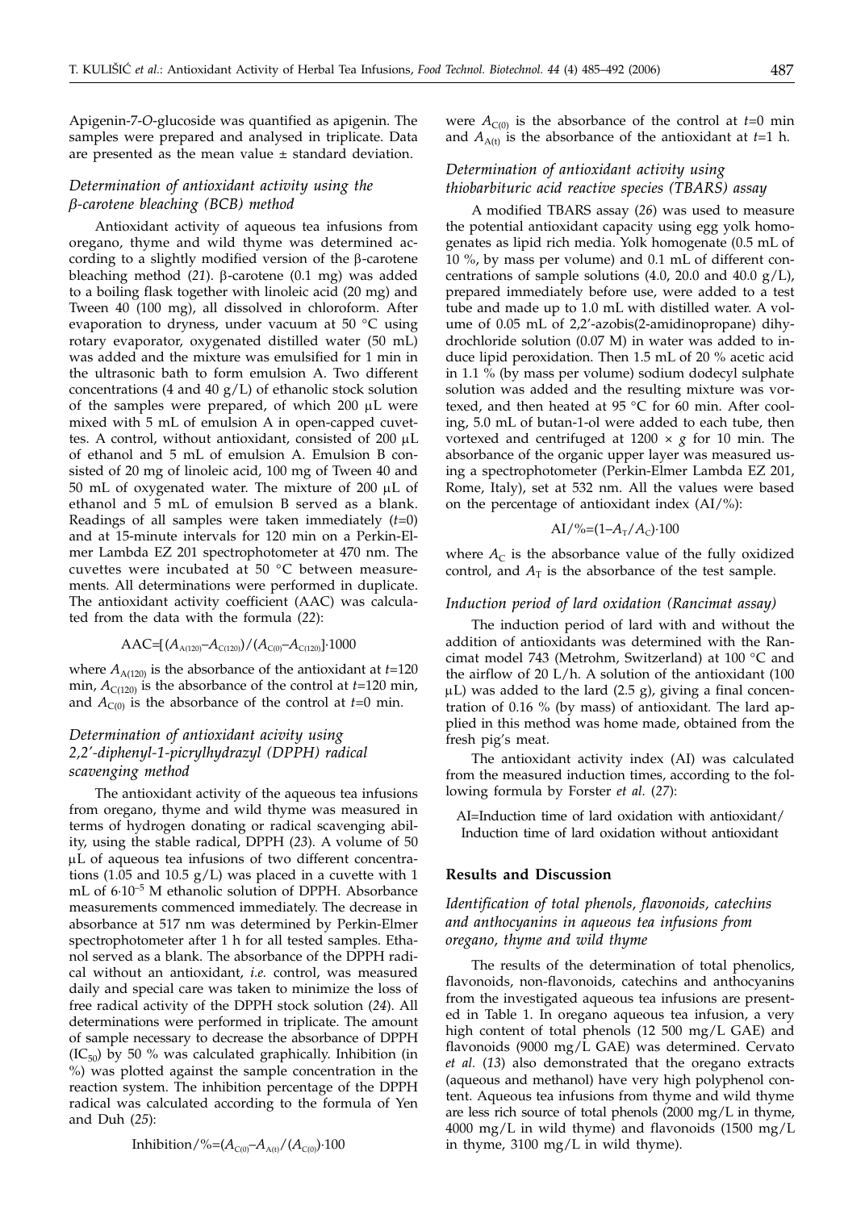Apigenin-7-*O*-glucoside was quantified as apigenin. The samples were prepared and analysed in triplicate. Data are presented as the mean value ± standard deviation.

### *Determination of antioxidant activity using the β-carotene bleaching (BCB) method*

Antioxidant activity of aqueous tea infusions from oregano, thyme and wild thyme was determined according to a slightly modified version of the β-carotene bleaching method (*21*). β-carotene (0.1 mg) was added to a boiling flask together with linoleic acid (20 mg) and Tween 40 (100 mg), all dissolved in chloroform. After evaporation to dryness, under vacuum at 50 °C using rotary evaporator, oxygenated distilled water (50 mL) was added and the mixture was emulsified for 1 min in the ultrasonic bath to form emulsion A. Two different concentrations (4 and 40 g/L) of ethanolic stock solution of the samples were prepared, of which 200 μL were mixed with 5 mL of emulsion A in open-capped cuvettes. A control, without antioxidant, consisted of 200 μL of ethanol and 5 mL of emulsion A. Emulsion B consisted of 20 mg of linoleic acid, 100 mg of Tween 40 and 50 mL of oxygenated water. The mixture of 200 μL of ethanol and 5 mL of emulsion B served as a blank. Readings of all samples were taken immediately ($t$=0) and at 15-minute intervals for 120 min on a Perkin-Elmer Lambda EZ 201 spectrophotometer at 470 nm. The cuvettes were incubated at 50 °C between measurements. All determinations were performed in duplicate. The antioxidant activity coefficient (AAC) was calculated from the data with the formula (*22*):

$$\mathrm{AAC}=[(A_{\mathrm{A}(120)}-A_{\mathrm{C}(120)})/(A_{\mathrm{C}(0)}-A_{\mathrm{C}(120)})]\cdot 1000$$

where $A_{\mathrm{A}(120)}$ is the absorbance of the antioxidant at $t$=120 min, $A_{\mathrm{C}(120)}$ is the absorbance of the control at $t$=120 min, and $A_{\mathrm{C}(0)}$ is the absorbance of the control at $t$=0 min.

### *Determination of antioxidant acivity using 2,2'-diphenyl-1-picrylhydrazyl (DPPH) radical scavenging method*

The antioxidant activity of the aqueous tea infusions from oregano, thyme and wild thyme was measured in terms of hydrogen donating or radical scavenging ability, using the stable radical, DPPH (*23*). A volume of 50 μL of aqueous tea infusions of two different concentrations (1.05 and 10.5 g/L) was placed in a cuvette with 1 mL of $6\cdot10^{-5}$ M ethanolic solution of DPPH. Absorbance measurements commenced immediately. The decrease in absorbance at 517 nm was determined by Perkin-Elmer spectrophotometer after 1 h for all tested samples. Ethanol served as a blank. The absorbance of the DPPH radical without an antioxidant, *i.e.* control, was measured daily and special care was taken to minimize the loss of free radical activity of the DPPH stock solution (*24*). All determinations were performed in triplicate. The amount of sample necessary to decrease the absorbance of DPPH ($\mathrm{IC}_{50}$) by 50 % was calculated graphically. Inhibition (in %) was plotted against the sample concentration in the reaction system. The inhibition percentage of the DPPH radical was calculated according to the formula of Yen and Duh (*25*):

$$\mathrm{Inhibition}/\%=(A_{\mathrm{C}(0)}-A_{\mathrm{A}(t)}/(A_{\mathrm{C}(0)})\cdot 100$$

were $A_{\mathrm{C}(0)}$ is the absorbance of the control at $t$=0 min and $A_{\mathrm{A}(t)}$ is the absorbance of the antioxidant at $t$=1 h.

### *Determination of antioxidant activity using thiobarbituric acid reactive species (TBARS) assay*

A modified TBARS assay (*26*) was used to measure the potential antioxidant capacity using egg yolk homogenates as lipid rich media. Yolk homogenate (0.5 mL of 10 %, by mass per volume) and 0.1 mL of different concentrations of sample solutions (4.0, 20.0 and 40.0 g/L), prepared immediately before use, were added to a test tube and made up to 1.0 mL with distilled water. A volume of 0.05 mL of 2,2'-azobis(2-amidinopropane) dihydrochloride solution (0.07 M) in water was added to induce lipid peroxidation. Then 1.5 mL of 20 % acetic acid in 1.1 % (by mass per volume) sodium dodecyl sulphate solution was added and the resulting mixture was vortexed, and then heated at 95 °C for 60 min. After cooling, 5.0 mL of butan-1-ol were added to each tube, then vortexed and centrifuged at 1200 × *g* for 10 min. The absorbance of the organic upper layer was measured using a spectrophotometer (Perkin-Elmer Lambda EZ 201, Rome, Italy), set at 532 nm. All the values were based on the percentage of antioxidant index (AI/%):

$$\mathrm{AI}/\%=(1-A_{\mathrm{T}}/A_{\mathrm{C}})\cdot 100$$

where $A_{\mathrm{C}}$ is the absorbance value of the fully oxidized control, and $A_{\mathrm{T}}$ is the absorbance of the test sample.

### *Induction period of lard oxidation (Rancimat assay)*

The induction period of lard with and without the addition of antioxidants was determined with the Rancimat model 743 (Metrohm, Switzerland) at 100 °C and the airflow of 20 L/h. A solution of the antioxidant (100 μL) was added to the lard (2.5 g), giving a final concentration of 0.16 % (by mass) of antioxidant. The lard applied in this method was home made, obtained from the fresh pig's meat.

The antioxidant activity index (AI) was calculated from the measured induction times, according to the following formula by Forster *et al.* (*27*):

AI=Induction time of lard oxidation with antioxidant/ Induction time of lard oxidation without antioxidant

## Results and Discussion

### *Identification of total phenols, flavonoids, catechins and anthocyanins in aqueous tea infusions from oregano, thyme and wild thyme*

The results of the determination of total phenolics, flavonoids, non-flavonoids, catechins and anthocyanins from the investigated aqueous tea infusions are presented in Table 1. In oregano aqueous tea infusion, a very high content of total phenols (12 500 mg/L GAE) and flavonoids (9000 mg/L GAE) was determined. Cervato *et al.* (*13*) also demonstrated that the oregano extracts (aqueous and methanol) have very high polyphenol content. Aqueous tea infusions from thyme and wild thyme are less rich source of total phenols (2000 mg/L in thyme, 4000 mg/L in wild thyme) and flavonoids (1500 mg/L in thyme, 3100 mg/L in wild thyme).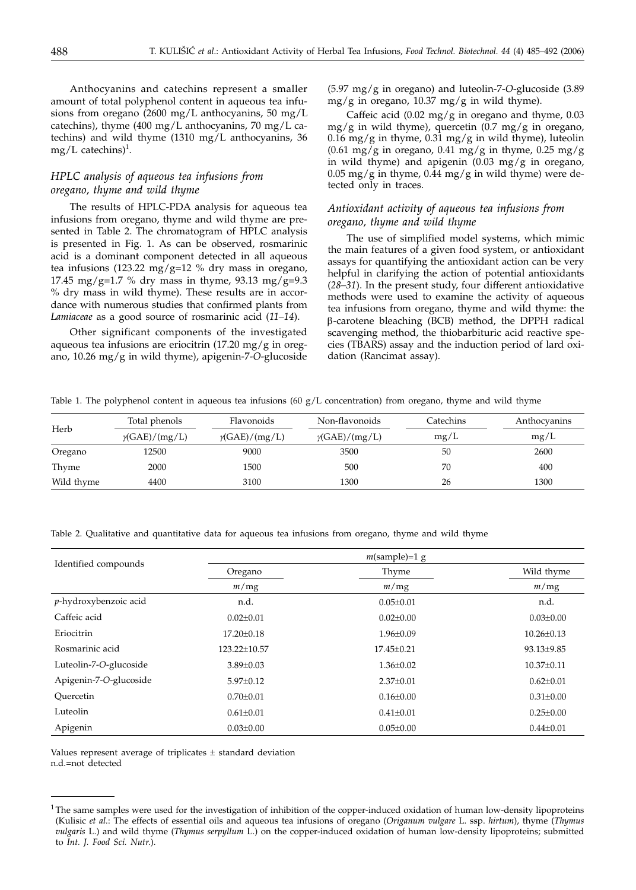Anthocyanins and catechins represent a smaller amount of total polyphenol content in aqueous tea infusions from oregano (2600 mg/L anthocyanins, 50 mg/L catechins), thyme (400 mg/L anthocyanins, 70 mg/L catechins) and wild thyme (1310 mg/L anthocyanins, 36 mg/L catechins)[1].

### HPLC analysis of aqueous tea infusions from oregano, thyme and wild thyme

The results of HPLC-PDA analysis for aqueous tea infusions from oregano, thyme and wild thyme are presented in Table 2. The chromatogram of HPLC analysis is presented in Fig. 1. As can be observed, rosmarinic acid is a dominant component detected in all aqueous tea infusions (123.22 mg/g=12 % dry mass in oregano, 17.45 mg/g=1.7 % dry mass in thyme, 93.13 mg/g=9.3 % dry mass in wild thyme). These results are in accordance with numerous studies that confirmed plants from *Lamiaceae* as a good source of rosmarinic acid (*11–14*).

Other significant components of the investigated aqueous tea infusions are eriocitrin (17.20 mg/g in oregano, 10.26 mg/g in wild thyme), apigenin-7-*O*-glucoside (5.97 mg/g in oregano) and luteolin-7-*O*-glucoside (3.89 mg/g in oregano, 10.37 mg/g in wild thyme).

Caffeic acid (0.02 mg/g in oregano and thyme, 0.03 mg/g in wild thyme), quercetin (0.7 mg/g in oregano, 0.16 mg/g in thyme, 0.31 mg/g in wild thyme), luteolin (0.61 mg/g in oregano, 0.41 mg/g in thyme, 0.25 mg/g in wild thyme) and apigenin (0.03 mg/g in oregano, 0.05 mg/g in thyme, 0.44 mg/g in wild thyme) were detected only in traces.

### Antioxidant activity of aqueous tea infusions from oregano, thyme and wild thyme

The use of simplified model systems, which mimic the main features of a given food system, or antioxidant assays for quantifying the antioxidant action can be very helpful in clarifying the action of potential antioxidants (*28–31*). In the present study, four different antioxidative methods were used to examine the activity of aqueous tea infusions from oregano, thyme and wild thyme: the β-carotene bleaching (BCB) method, the DPPH radical scavenging method, the thiobarbituric acid reactive species (TBARS) assay and the induction period of lard oxidation (Rancimat assay).

Table 1. The polyphenol content in aqueous tea infusions (60 g/L concentration) from oregano, thyme and wild thyme

| Herb | Total phenols | Flavonoids | Non-flavonoids | Catechins | Anthocyanins |
|---|---|---|---|---|---|
| | $\gamma$(GAE)/(mg/L) | $\gamma$(GAE)/(mg/L) | $\gamma$(GAE)/(mg/L) | mg/L | mg/L |
| Oregano | 12500 | 9000 | 3500 | 50 | 2600 |
| Thyme | 2000 | 1500 | 500 | 70 | 400 |
| Wild thyme | 4400 | 3100 | 1300 | 26 | 1300 |

Table 2. Qualitative and quantitative data for aqueous tea infusions from oregano, thyme and wild thyme

| Identified compounds | $m$(sample)=1 g | | |
|---|---|---|---|
| | Oregano | Thyme | Wild thyme |
| | $m$/mg | $m$/mg | $m$/mg |
| *p*-hydroxybenzoic acid | n.d. | 0.05±0.01 | n.d. |
| Caffeic acid | 0.02±0.01 | 0.02±0.00 | 0.03±0.00 |
| Eriocitrin | 17.20±0.18 | 1.96±0.09 | 10.26±0.13 |
| Rosmarinic acid | 123.22±10.57 | 17.45±0.21 | 93.13±9.85 |
| Luteolin-7-*O*-glucoside | 3.89±0.03 | 1.36±0.02 | 10.37±0.11 |
| Apigenin-7-*O*-glucoside | 5.97±0.12 | 2.37±0.01 | 0.62±0.01 |
| Quercetin | 0.70±0.01 | 0.16±0.00 | 0.31±0.00 |
| Luteolin | 0.61±0.01 | 0.41±0.01 | 0.25±0.00 |
| Apigenin | 0.03±0.00 | 0.05±0.00 | 0.44±0.01 |

Values represent average of triplicates ± standard deviation
n.d.=not detected

[1] The same samples were used for the investigation of inhibition of the copper-induced oxidation of human low-density lipoproteins (Kulisic *et al*.: The effects of essential oils and aqueous tea infusions of oregano (*Origanum vulgare* L. ssp. *hirtum*), thyme (*Thymus vulgaris* L.) and wild thyme (*Thymus serpyllum* L.) on the copper-induced oxidation of human low-density lipoproteins; submitted to *Int. J. Food Sci. Nutr.*).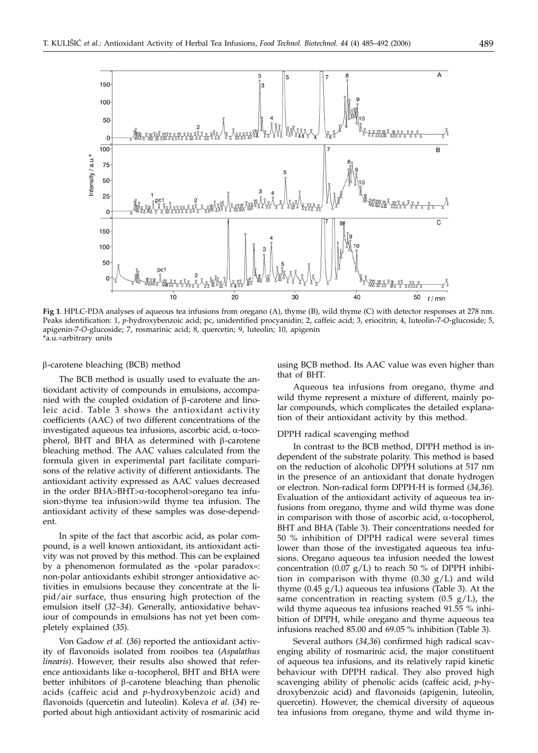**Fig 1**. HPLC-PDA analyses of aqueous tea infusions from oregano (A), thyme (B), wild thyme (C) with detector responses at 278 nm. Peaks identification: 1, *p*-hydroxybenzoic acid; pc, unidentified procyanidin; 2, caffeic acid; 3, eriocitrin; 4, luteolin-7-*O*-glucoside; 5, apigenin-7-*O*-glucoside; 7, rosmarinic acid; 8, quercetin; 9, luteolin; 10, apigenin
*a.u.=arbitrary units

### β-carotene bleaching (BCB) method

The BCB method is usually used to evaluate the antioxidant activity of compounds in emulsions, accompanied with the coupled oxidation of β-carotene and linoleic acid. Table 3 shows the antioxidant activity coefficients (AAC) of two different concentrations of the investigated aqueous tea infusions, ascorbic acid, α-tocopherol, BHT and BHA as determined with β-carotene bleaching method. The AAC values calculated from the formula given in experimental part facilitate comparisons of the relative activity of different antioxidants. The antioxidant activity expressed as AAC values decreased in the order BHA>BHT>α-tocopherol>oregano tea infusion>thyme tea infusion>wild thyme tea infusion. The antioxidant activity of these samples was dose-dependent.

In spite of the fact that ascorbic acid, as polar compound, is a well known antioxidant, its antioxidant activity was not proved by this method. This can be explained by a phenomenon formulated as the »polar paradox«: non-polar antioxidants exhibit stronger antioxidative activities in emulsions because they concentrate at the lipid/air surface, thus ensuring high protection of the emulsion itself (*32–34*). Generally, antioxidative behaviour of compounds in emulsions has not yet been completely explained (*35*).

Von Gadow *et al.* (*36*) reported the antioxidant activity of flavonoids isolated from rooibos tea (*Aspalathus linearis*). However, their results also showed that reference antioxidants like α-tocopherol, BHT and BHA were better inhibitors of β-carotene bleaching than phenolic acids (caffeic acid and *p*-hydroxybenzoic acid) and flavonoids (quercetin and luteolin). Koleva *et al.* (*34*) reported about high antioxidant activity of rosmarinic acid using BCB method. Its AAC value was even higher than that of BHT.

Aqueous tea infusions from oregano, thyme and wild thyme represent a mixture of different, mainly polar compounds, which complicates the detailed explanation of their antioxidant activity by this method.

### DPPH radical scavenging method

In contrast to the BCB method, DPPH method is independent of the substrate polarity. This method is based on the reduction of alcoholic DPPH solutions at 517 nm in the presence of an antioxidant that donate hydrogen or electron. Non-radical form DPPH-H is formed (*34,36*). Evaluation of the antioxidant activity of aqueous tea infusions from oregano, thyme and wild thyme was done in comparison with those of ascorbic acid, α-tocopherol, BHT and BHA (Table 3). Their concentrations needed for 50 % inhibition of DPPH radical were several times lower than those of the investigated aqueous tea infusions. Oregano aqueous tea infusion needed the lowest concentration (0.07 g/L) to reach 50 % of DPPH inhibition in comparison with thyme (0.30 g/L) and wild thyme (0.45 g/L) aqueous tea infusions (Table 3). At the same concentration in reacting system (0.5 g/L), the wild thyme aqueous tea infusions reached 91.55 % inhibition of DPPH, while oregano and thyme aqueous tea infusions reached 85.00 and 69.05 % inhibition (Table 3).

Several authors (*34,36*) confirmed high radical scavenging ability of rosmarinic acid, the major constituent of aqueous tea infusions, and its relatively rapid kinetic behaviour with DPPH radical. They also proved high scavenging ability of phenolic acids (caffeic acid, *p*-hydroxybenzoic acid) and flavonoids (apigenin, luteolin, quercetin). However, the chemical diversity of aqueous tea infusions from oregano, thyme and wild thyme in-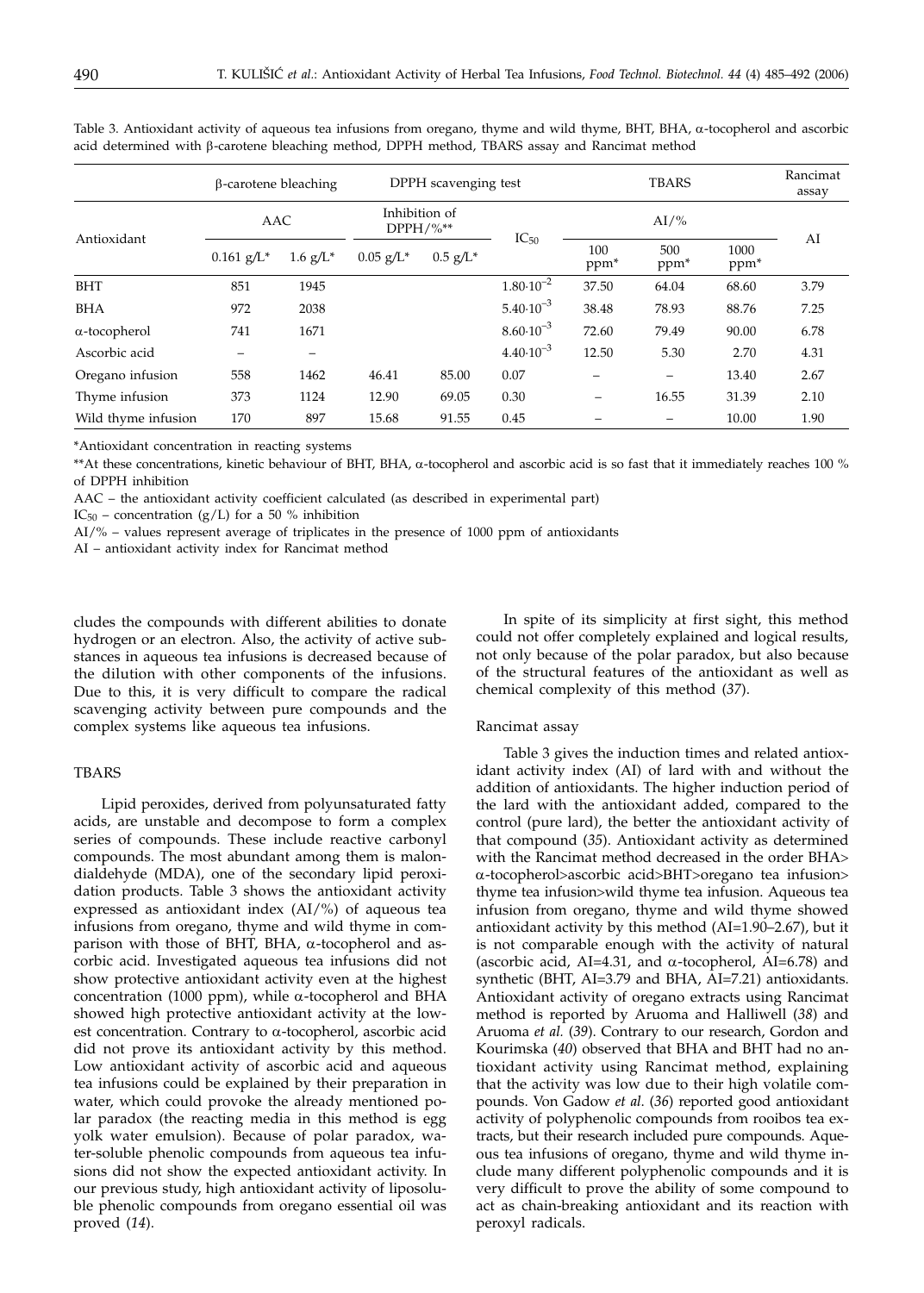Table 3. Antioxidant activity of aqueous tea infusions from oregano, thyme and wild thyme, BHT, BHA, α-tocopherol and ascorbic acid determined with β-carotene bleaching method, DPPH method, TBARS assay and Rancimat method

| Antioxidant | β-carotene bleaching | | DPPH scavenging test | | | TBARS | | | Rancimat assay |
|---|---|---|---|---|---|---|---|---|---|
| | AAC | | Inhibition of DPPH/%** | | $IC_{50}$ | AI/% | | | AI |
| | 0.161 g/L* | 1.6 g/L* | 0.05 g/L* | 0.5 g/L* | | 100 ppm* | 500 ppm* | 1000 ppm* | |
| BHT | 851 | 1945 | | | $1.80 \cdot 10^{-2}$ | 37.50 | 64.04 | 68.60 | 3.79 |
| BHA | 972 | 2038 | | | $5.40 \cdot 10^{-3}$ | 38.48 | 78.93 | 88.76 | 7.25 |
| α-tocopherol | 741 | 1671 | | | $8.60 \cdot 10^{-3}$ | 72.60 | 79.49 | 90.00 | 6.78 |
| Ascorbic acid | – | – | | | $4.40 \cdot 10^{-3}$ | 12.50 | 5.30 | 2.70 | 4.31 |
| Oregano infusion | 558 | 1462 | 46.41 | 85.00 | 0.07 | – | – | 13.40 | 2.67 |
| Thyme infusion | 373 | 1124 | 12.90 | 69.05 | 0.30 | – | 16.55 | 31.39 | 2.10 |
| Wild thyme infusion | 170 | 897 | 15.68 | 91.55 | 0.45 | – | – | 10.00 | 1.90 |

*Antioxidant concentration in reacting systems

**At these concentrations, kinetic behaviour of BHT, BHA, α-tocopherol and ascorbic acid is so fast that it immediately reaches 100 % of DPPH inhibition

AAC – the antioxidant activity coefficient calculated (as described in experimental part)

$IC_{50}$ – concentration (g/L) for a 50 % inhibition

AI/% – values represent average of triplicates in the presence of 1000 ppm of antioxidants

AI – antioxidant activity index for Rancimat method

cludes the compounds with different abilities to donate hydrogen or an electron. Also, the activity of active substances in aqueous tea infusions is decreased because of the dilution with other components of the infusions. Due to this, it is very difficult to compare the radical scavenging activity between pure compounds and the complex systems like aqueous tea infusions.

### TBARS

Lipid peroxides, derived from polyunsaturated fatty acids, are unstable and decompose to form a complex series of compounds. These include reactive carbonyl compounds. The most abundant among them is malondialdehyde (MDA), one of the secondary lipid peroxidation products. Table 3 shows the antioxidant activity expressed as antioxidant index (AI/%) of aqueous tea infusions from oregano, thyme and wild thyme in comparison with those of BHT, BHA, α-tocopherol and ascorbic acid. Investigated aqueous tea infusions did not show protective antioxidant activity even at the highest concentration (1000 ppm), while α-tocopherol and BHA showed high protective antioxidant activity at the lowest concentration. Contrary to α-tocopherol, ascorbic acid did not prove its antioxidant activity by this method. Low antioxidant activity of ascorbic acid and aqueous tea infusions could be explained by their preparation in water, which could provoke the already mentioned polar paradox (the reacting media in this method is egg yolk water emulsion). Because of polar paradox, water-soluble phenolic compounds from aqueous tea infusions did not show the expected antioxidant activity. In our previous study, high antioxidant activity of liposoluble phenolic compounds from oregano essential oil was proved (*14*).

In spite of its simplicity at first sight, this method could not offer completely explained and logical results, not only because of the polar paradox, but also because of the structural features of the antioxidant as well as chemical complexity of this method (*37*).

### Rancimat assay

Table 3 gives the induction times and related antioxidant activity index (AI) of lard with and without the addition of antioxidants. The higher induction period of the lard with the antioxidant added, compared to the control (pure lard), the better the antioxidant activity of that compound (*35*). Antioxidant activity as determined with the Rancimat method decreased in the order BHA> α-tocopherol>ascorbic acid>BHT>oregano tea infusion> thyme tea infusion>wild thyme tea infusion. Aqueous tea infusion from oregano, thyme and wild thyme showed antioxidant activity by this method (AI=1.90–2.67), but it is not comparable enough with the activity of natural (ascorbic acid, AI=4.31, and α-tocopherol, AI=6.78) and synthetic (BHT, AI=3.79 and BHA, AI=7.21) antioxidants. Antioxidant activity of oregano extracts using Rancimat method is reported by Aruoma and Halliwell (*38*) and Aruoma *et al.* (*39*). Contrary to our research, Gordon and Kourimska (*40*) observed that BHA and BHT had no antioxidant activity using Rancimat method, explaining that the activity was low due to their high volatile compounds. Von Gadow *et al.* (*36*) reported good antioxidant activity of polyphenolic compounds from rooibos tea extracts, but their research included pure compounds. Aqueous tea infusions of oregano, thyme and wild thyme include many different polyphenolic compounds and it is very difficult to prove the ability of some compound to act as chain-breaking antioxidant and its reaction with peroxyl radicals.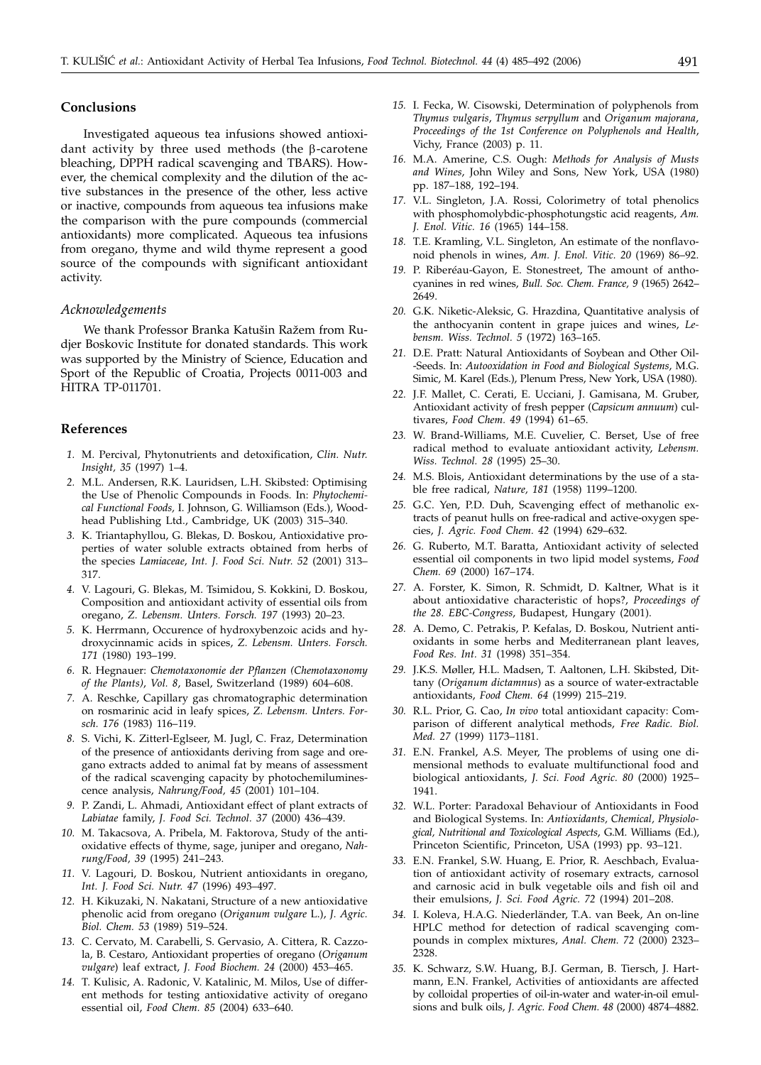## Conclusions

Investigated aqueous tea infusions showed antioxidant activity by three used methods (the β-carotene bleaching, DPPH radical scavenging and TBARS). However, the chemical complexity and the dilution of the active substances in the presence of the other, less active or inactive, compounds from aqueous tea infusions make the comparison with the pure compounds (commercial antioxidants) more complicated. Aqueous tea infusions from oregano, thyme and wild thyme represent a good source of the compounds with significant antioxidant activity.

### *Acknowledgements*

We thank Professor Branka Katušin Ražem from Rudjer Boskovic Institute for donated standards. This work was supported by the Ministry of Science, Education and Sport of the Republic of Croatia, Projects 0011-003 and HITRA TP-011701.

## References

1. M. Percival, Phytonutrients and detoxification, *Clin. Nutr. Insight, 35* (1997) 1–4.
2. M.L. Andersen, R.K. Lauridsen, L.H. Skibsted: Optimising the Use of Phenolic Compounds in Foods. In: *Phytochemical Functional Foods*, I. Johnson, G. Williamson (Eds.), Woodhead Publishing Ltd., Cambridge, UK (2003) 315–340.
3. K. Triantaphyllou, G. Blekas, D. Boskou, Antioxidative properties of water soluble extracts obtained from herbs of the species *Lamiaceae*, *Int. J. Food Sci. Nutr. 52* (2001) 313–317.
4. V. Lagouri, G. Blekas, M. Tsimidou, S. Kokkini, D. Boskou, Composition and antioxidant activity of essential oils from oregano, *Z. Lebensm. Unters. Forsch. 197* (1993) 20–23.
5. K. Herrmann, Occurence of hydroxybenzoic acids and hydroxycinnamic acids in spices, *Z. Lebensm. Unters. Forsch. 171* (1980) 193–199.
6. R. Hegnauer: *Chemotaxonomie der Pflanzen (Chemotaxonomy of the Plants), Vol. 8*, Basel, Switzerland (1989) 604–608.
7. A. Reschke, Capillary gas chromatographic determination on rosmarinic acid in leafy spices, *Z. Lebensm. Unters. Forsch. 176* (1983) 116–119.
8. S. Vichi, K. Zitterl-Eglseer, M. Jugl, C. Fraz, Determination of the presence of antioxidants deriving from sage and oregano extracts added to animal fat by means of assessment of the radical scavenging capacity by photochemiluminescence analysis, *Nahrung/Food, 45* (2001) 101–104.
9. P. Zandi, L. Ahmadi, Antioxidant effect of plant extracts of *Labiatae* family, *J. Food Sci. Technol. 37* (2000) 436–439.
10. M. Takacsova, A. Pribela, M. Faktorova, Study of the antioxidative effects of thyme, sage, juniper and oregano, *Nahrung/Food, 39* (1995) 241–243.
11. V. Lagouri, D. Boskou, Nutrient antioxidants in oregano, *Int. J. Food Sci. Nutr. 47* (1996) 493–497.
12. H. Kikuzaki, N. Nakatani, Structure of a new antioxidative phenolic acid from oregano (*Origanum vulgare* L.), *J. Agric. Biol. Chem. 53* (1989) 519–524.
13. C. Cervato, M. Carabelli, S. Gervasio, A. Cittera, R. Cazzola, B. Cestaro, Antioxidant properties of oregano (*Origanum vulgare*) leaf extract, *J. Food Biochem. 24* (2000) 453–465.
14. T. Kulisic, A. Radonic, V. Katalinic, M. Milos, Use of different methods for testing antioxidative activity of oregano essential oil, *Food Chem. 85* (2004) 633–640.
15. I. Fecka, W. Cisowski, Determination of polyphenols from *Thymus vulgaris*, *Thymus serpyllum* and *Origanum majorana*, *Proceedings of the 1st Conference on Polyphenols and Health*, Vichy, France (2003) p. 11.
16. M.A. Amerine, C.S. Ough: *Methods for Analysis of Musts and Wines*, John Wiley and Sons, New York, USA (1980) pp. 187–188, 192–194.
17. V.L. Singleton, J.A. Rossi, Colorimetry of total phenolics with phosphomolybdic-phosphotungstic acid reagents, *Am. J. Enol. Vitic. 16* (1965) 144–158.
18. T.E. Kramling, V.L. Singleton, An estimate of the nonflavonoid phenols in wines, *Am. J. Enol. Vitic. 20* (1969) 86–92.
19. P. Riberéau-Gayon, E. Stonestreet, The amount of anthocyanines in red wines, *Bull. Soc. Chem. France, 9* (1965) 2642–2649.
20. G.K. Niketic-Aleksic, G. Hrazdina, Quantitative analysis of the anthocyanin content in grape juices and wines, *Lebensm. Wiss. Technol. 5* (1972) 163–165.
21. D.E. Pratt: Natural Antioxidants of Soybean and Other Oil-Seeds. In: *Autooxidation in Food and Biological Systems*, M.G. Simic, M. Karel (Eds.), Plenum Press, New York, USA (1980).
22. J.F. Mallet, C. Cerati, E. Ucciani, J. Gamisana, M. Gruber, Antioxidant activity of fresh pepper (*Capsicum annuum*) cultivares, *Food Chem. 49* (1994) 61–65.
23. W. Brand-Williams, M.E. Cuvelier, C. Berset, Use of free radical method to evaluate antioxidant activity, *Lebensm. Wiss. Technol. 28* (1995) 25–30.
24. M.S. Blois, Antioxidant determinations by the use of a stable free radical, *Nature, 181* (1958) 1199–1200.
25. G.C. Yen, P.D. Duh, Scavenging effect of methanolic extracts of peanut hulls on free-radical and active-oxygen species, *J. Agric. Food Chem. 42* (1994) 629–632.
26. G. Ruberto, M.T. Baratta, Antioxidant activity of selected essential oil components in two lipid model systems, *Food Chem. 69* (2000) 167–174.
27. A. Forster, K. Simon, R. Schmidt, D. Kaltner, What is it about antioxidative characteristic of hops?, *Proceedings of the 28. EBC-Congress*, Budapest, Hungary (2001).
28. A. Demo, C. Petrakis, P. Kefalas, D. Boskou, Nutrient antioxidants in some herbs and Mediterranean plant leaves, *Food Res. Int. 31* (1998) 351–354.
29. J.K.S. Møller, H.L. Madsen, T. Aaltonen, L.H. Skibsted, Dittany (*Origanum dictamnus*) as a source of water-extractable antioxidants, *Food Chem. 64* (1999) 215–219.
30. R.L. Prior, G. Cao, *In vivo* total antioxidant capacity: Comparison of different analytical methods, *Free Radic. Biol. Med. 27* (1999) 1173–1181.
31. E.N. Frankel, A.S. Meyer, The problems of using one dimensional methods to evaluate multifunctional food and biological antioxidants, *J. Sci. Food Agric. 80* (2000) 1925–1941.
32. W.L. Porter: Paradoxal Behaviour of Antioxidants in Food and Biological Systems. In: *Antioxidants, Chemical, Physiological, Nutritional and Toxicological Aspects*, G.M. Williams (Ed.), Princeton Scientific, Princeton, USA (1993) pp. 93–121.
33. E.N. Frankel, S.W. Huang, E. Prior, R. Aeschbach, Evaluation of antioxidant activity of rosemary extracts, carnosol and carnosic acid in bulk vegetable oils and fish oil and their emulsions, *J. Sci. Food Agric. 72* (1994) 201–208.
34. I. Koleva, H.A.G. Niederländer, T.A. van Beek, An on-line HPLC method for detection of radical scavenging compounds in complex mixtures, *Anal. Chem. 72* (2000) 2323–2328.
35. K. Schwarz, S.W. Huang, B.J. German, B. Tiersch, J. Hartmann, E.N. Frankel, Activities of antioxidants are affected by colloidal properties of oil-in-water and water-in-oil emulsions and bulk oils, *J. Agric. Food Chem. 48* (2000) 4874–4882.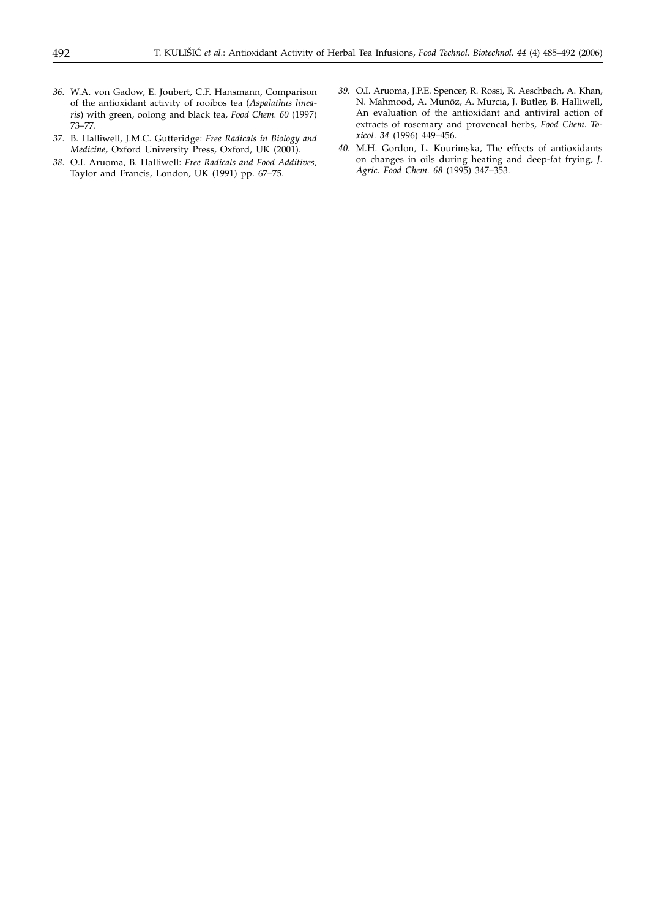*36.* W.A. von Gadow, E. Joubert, C.F. Hansmann, Comparison of the antioxidant activity of rooibos tea (*Aspalathus linearis*) with green, oolong and black tea, *Food Chem. 60* (1997) 73–77.

*37.* B. Halliwell, J.M.C. Gutteridge: *Free Radicals in Biology and Medicine*, Oxford University Press, Oxford, UK (2001).

*38.* O.I. Aruoma, B. Halliwell: *Free Radicals and Food Additives*, Taylor and Francis, London, UK (1991) pp. 67–75.

*39.* O.I. Aruoma, J.P.E. Spencer, R. Rossi, R. Aeschbach, A. Khan, N. Mahmood, A. Munõz, A. Murcia, J. Butler, B. Halliwell, An evaluation of the antioxidant and antiviral action of extracts of rosemary and provencal herbs, *Food Chem. Toxicol. 34* (1996) 449–456.

*40.* M.H. Gordon, L. Kourimska, The effects of antioxidants on changes in oils during heating and deep-fat frying, *J. Agric. Food Chem. 68* (1995) 347–353.